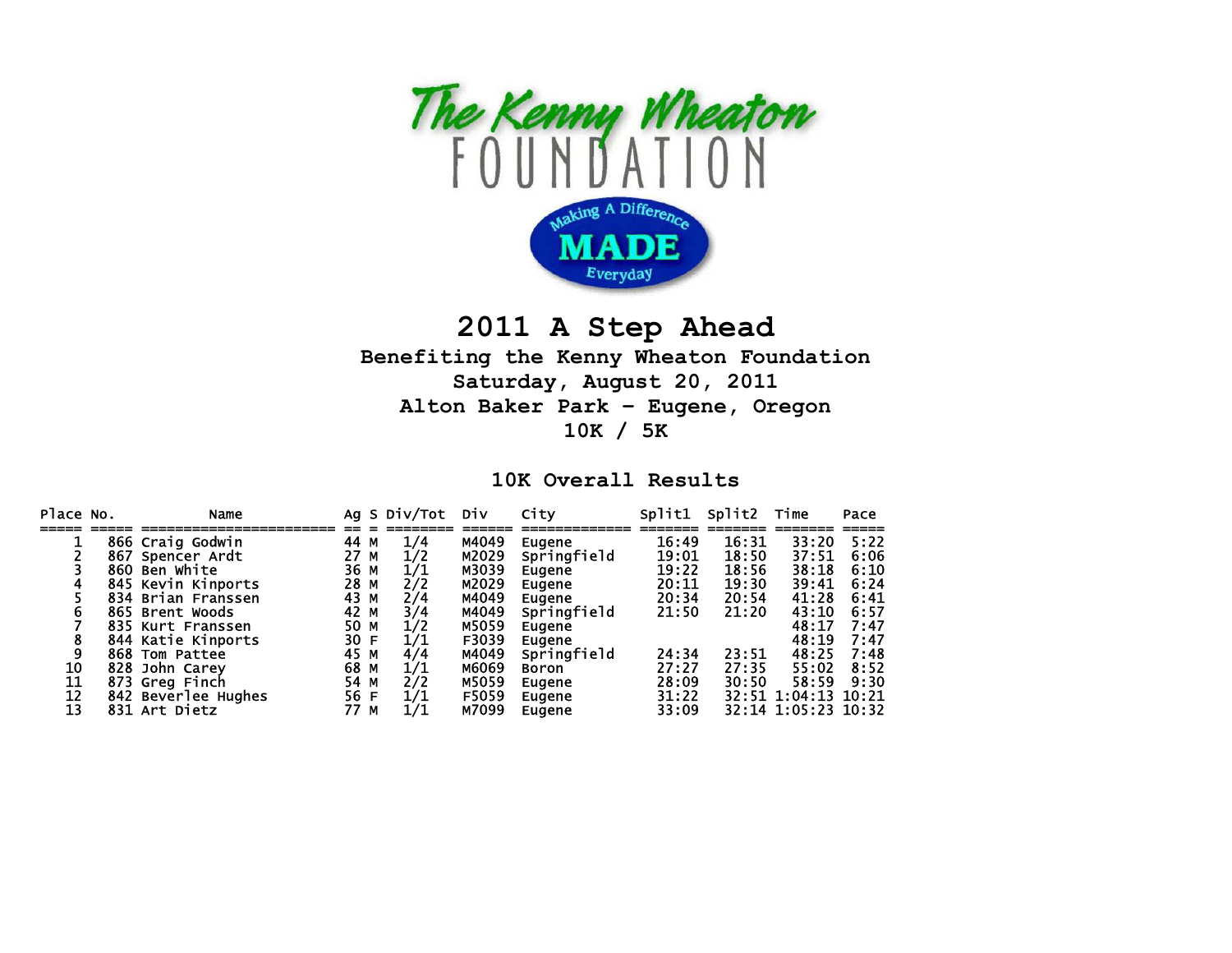The Kenny Wheaton FOUNDATION

Making A Difference MADE Everyday

# 2011 A Step Ahead

**Benefiting the Kenny Wheaton Foundation**
**Saturday, August 20, 2011**
**Alton Baker Park - Eugene, Oregon**
**10K / 5K**

## 10K Overall Results

| Place | No. | Name | Ag | S | Div/Tot | Div | City | Split1 | Split2 | Time | Pace |
|---|---|---|---|---|---|---|---|---|---|---|---|
| 1 | 866 | Craig Godwin | 44 | M | 1/4 | M4049 | Eugene | 16:49 | 16:31 | 33:20 | 5:22 |
| 2 | 867 | Spencer Ardt | 27 | M | 1/2 | M2029 | Springfield | 19:01 | 18:50 | 37:51 | 6:06 |
| 3 | 860 | Ben White | 36 | M | 1/1 | M3039 | Eugene | 19:22 | 18:56 | 38:18 | 6:10 |
| 4 | 845 | Kevin Kinports | 28 | M | 2/2 | M2029 | Eugene | 20:11 | 19:30 | 39:41 | 6:24 |
| 5 | 834 | Brian Franssen | 43 | M | 2/4 | M4049 | Eugene | 20:34 | 20:54 | 41:28 | 6:41 |
| 6 | 865 | Brent Woods | 42 | M | 3/4 | M4049 | Springfield | 21:50 | 21:20 | 43:10 | 6:57 |
| 7 | 835 | Kurt Franssen | 50 | M | 1/2 | M5059 | Eugene | | | 48:17 | 7:47 |
| 8 | 844 | Katie Kinports | 30 | F | 1/1 | F3039 | Eugene | | | 48:19 | 7:47 |
| 9 | 868 | Tom Pattee | 45 | M | 4/4 | M4049 | Springfield | 24:34 | 23:51 | 48:25 | 7:48 |
| 10 | 828 | John Carey | 68 | M | 1/1 | M6069 | Boron | 27:27 | 27:35 | 55:02 | 8:52 |
| 11 | 873 | Greg Finch | 54 | M | 2/2 | M5059 | Eugene | 28:09 | 30:50 | 58:59 | 9:30 |
| 12 | 842 | Beverlee Hughes | 56 | F | 1/1 | F5059 | Eugene | 31:22 | 32:51 | 1:04:13 | 10:21 |
| 13 | 831 | Art Dietz | 77 | M | 1/1 | M7099 | Eugene | 33:09 | 32:14 | 1:05:23 | 10:32 |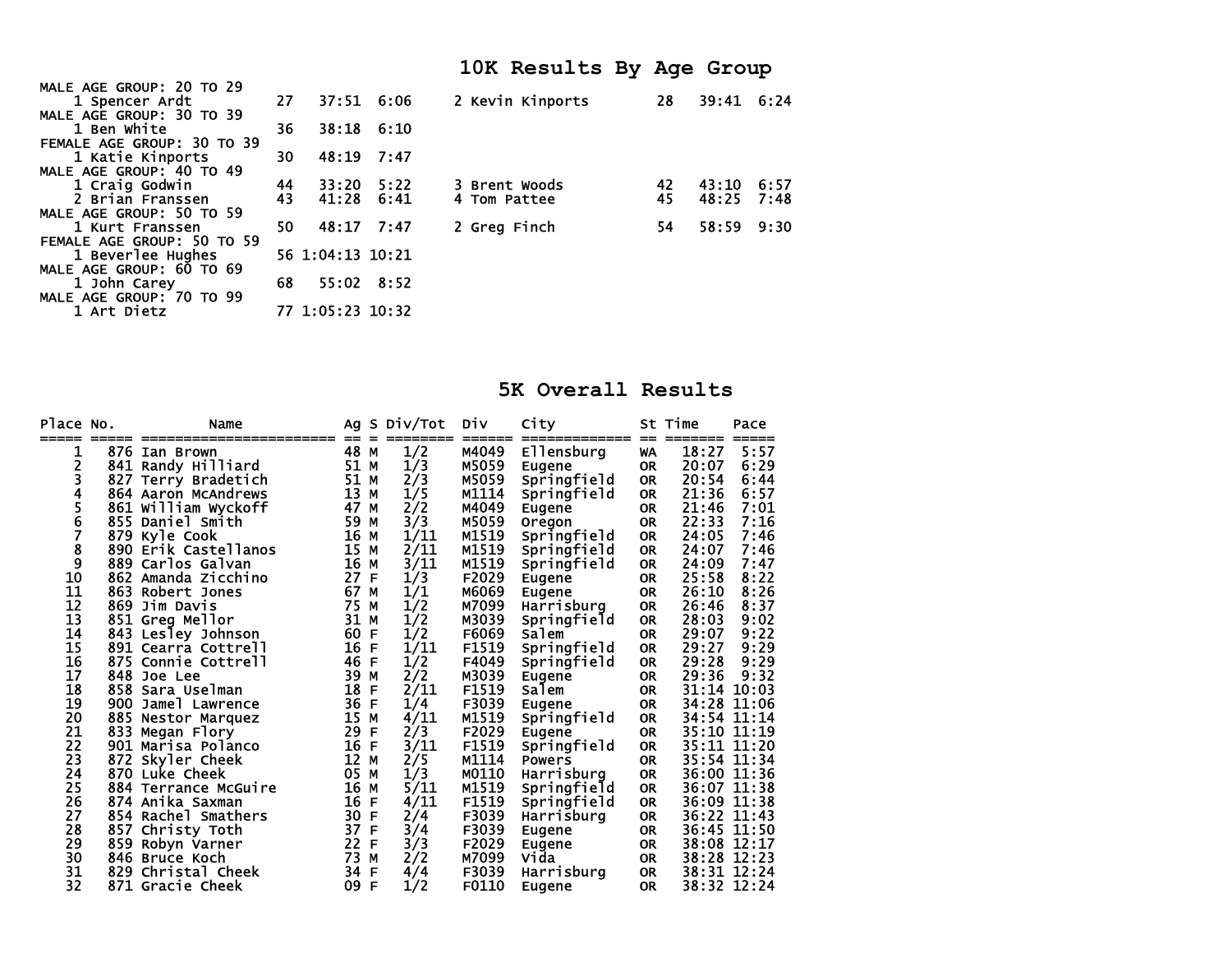## 10K Results By Age Group

MALE AGE GROUP: 20 TO 29

| Place | Name | Age | Time | Pace |
|---|---|---|---|---|
| 1 | Spencer Ardt | 27 | 37:51 | 6:06 |
| 2 | Kevin Kinports | 28 | 39:41 | 6:24 |

MALE AGE GROUP: 30 TO 39

| Place | Name | Age | Time | Pace |
|---|---|---|---|---|
| 1 | Ben White | 36 | 38:18 | 6:10 |

FEMALE AGE GROUP: 30 TO 39

| Place | Name | Age | Time | Pace |
|---|---|---|---|---|
| 1 | Katie Kinports | 30 | 48:19 | 7:47 |

MALE AGE GROUP: 40 TO 49

| Place | Name | Age | Time | Pace |
|---|---|---|---|---|
| 1 | Craig Godwin | 44 | 33:20 | 5:22 |
| 2 | Brian Franssen | 43 | 41:28 | 6:41 |
| 3 | Brent Woods | 42 | 43:10 | 6:57 |
| 4 | Tom Pattee | 45 | 48:25 | 7:48 |

MALE AGE GROUP: 50 TO 59

| Place | Name | Age | Time | Pace |
|---|---|---|---|---|
| 1 | Kurt Franssen | 50 | 48:17 | 7:47 |
| 2 | Greg Finch | 54 | 58:59 | 9:30 |

FEMALE AGE GROUP: 50 TO 59

| Place | Name | Age | Time | Pace |
|---|---|---|---|---|
| 1 | Beverlee Hughes | 56 | 1:04:13 | 10:21 |

MALE AGE GROUP: 60 TO 69

| Place | Name | Age | Time | Pace |
|---|---|---|---|---|
| 1 | John Carey | 68 | 55:02 | 8:52 |

MALE AGE GROUP: 70 TO 99

| Place | Name | Age | Time | Pace |
|---|---|---|---|---|
| 1 | Art Dietz | 77 | 1:05:23 | 10:32 |

## 5K Overall Results

| Place | No. | Name | Ag | S | Div/Tot | Div | City | St | Time | Pace |
|---|---|---|---|---|---|---|---|---|---|---|
| 1 | 876 | Ian Brown | 48 | M | 1/2 | M4049 | Ellensburg | WA | 18:27 | 5:57 |
| 2 | 841 | Randy Hilliard | 51 | M | 1/3 | M5059 | Eugene | OR | 20:07 | 6:29 |
| 3 | 827 | Terry Bradetich | 51 | M | 2/3 | M5059 | Springfield | OR | 20:54 | 6:44 |
| 4 | 864 | Aaron McAndrews | 13 | M | 1/5 | M1114 | Springfield | OR | 21:36 | 6:57 |
| 5 | 861 | William Wyckoff | 47 | M | 2/2 | M4049 | Eugene | OR | 21:46 | 7:01 |
| 6 | 855 | Daniel Smith | 59 | M | 3/3 | M5059 | Oregon | OR | 22:33 | 7:16 |
| 7 | 879 | Kyle Cook | 16 | M | 1/11 | M1519 | Springfield | OR | 24:05 | 7:46 |
| 8 | 890 | Erik Castellanos | 15 | M | 2/11 | M1519 | Springfield | OR | 24:07 | 7:46 |
| 9 | 889 | Carlos Galvan | 16 | M | 3/11 | M1519 | Springfield | OR | 24:09 | 7:47 |
| 10 | 862 | Amanda Zicchino | 27 | F | 1/3 | F2029 | Eugene | OR | 25:58 | 8:22 |
| 11 | 863 | Robert Jones | 67 | M | 1/1 | M6069 | Eugene | OR | 26:10 | 8:26 |
| 12 | 869 | Jim Davis | 75 | M | 1/2 | M7099 | Harrisburg | OR | 26:46 | 8:37 |
| 13 | 851 | Greg Mellor | 31 | M | 1/2 | M3039 | Springfield | OR | 28:03 | 9:02 |
| 14 | 843 | Lesley Johnson | 60 | F | 1/2 | F6069 | Salem | OR | 29:07 | 9:22 |
| 15 | 891 | Cearra Cottrell | 16 | F | 1/11 | F1519 | Springfield | OR | 29:27 | 9:29 |
| 16 | 875 | Connie Cottrell | 46 | F | 1/2 | F4049 | Springfield | OR | 29:28 | 9:29 |
| 17 | 848 | Joe Lee | 39 | M | 2/2 | M3039 | Eugene | OR | 29:36 | 9:32 |
| 18 | 858 | Sara Uselman | 18 | F | 2/11 | F1519 | Salem | OR | 31:14 | 10:03 |
| 19 | 900 | Jamel Lawrence | 36 | F | 1/4 | F3039 | Eugene | OR | 34:28 | 11:06 |
| 20 | 885 | Nestor Marquez | 15 | M | 4/11 | M1519 | Springfield | OR | 34:54 | 11:14 |
| 21 | 833 | Megan Flory | 29 | F | 2/3 | F2029 | Eugene | OR | 35:10 | 11:19 |
| 22 | 901 | Marisa Polanco | 16 | F | 3/11 | F1519 | Springfield | OR | 35:11 | 11:20 |
| 23 | 872 | Skyler Cheek | 12 | M | 2/5 | M1114 | Powers | OR | 35:54 | 11:34 |
| 24 | 870 | Luke Cheek | 05 | M | 1/3 | M0110 | Harrisburg | OR | 36:00 | 11:36 |
| 25 | 884 | Terrance McGuire | 16 | M | 5/11 | M1519 | Springfield | OR | 36:07 | 11:38 |
| 26 | 874 | Anika Saxman | 16 | F | 4/11 | F1519 | Springfield | OR | 36:09 | 11:38 |
| 27 | 854 | Rachel Smathers | 30 | F | 2/4 | F3039 | Harrisburg | OR | 36:22 | 11:43 |
| 28 | 857 | Christy Toth | 37 | F | 3/4 | F3039 | Eugene | OR | 36:45 | 11:50 |
| 29 | 859 | Robyn Varner | 22 | F | 3/3 | F2029 | Eugene | OR | 38:08 | 12:17 |
| 30 | 846 | Bruce Koch | 73 | M | 2/2 | M7099 | Vida | OR | 38:28 | 12:23 |
| 31 | 829 | Christal Cheek | 34 | F | 4/4 | F3039 | Harrisburg | OR | 38:31 | 12:24 |
| 32 | 871 | Gracie Cheek | 09 | F | 1/2 | F0110 | Eugene | OR | 38:32 | 12:24 |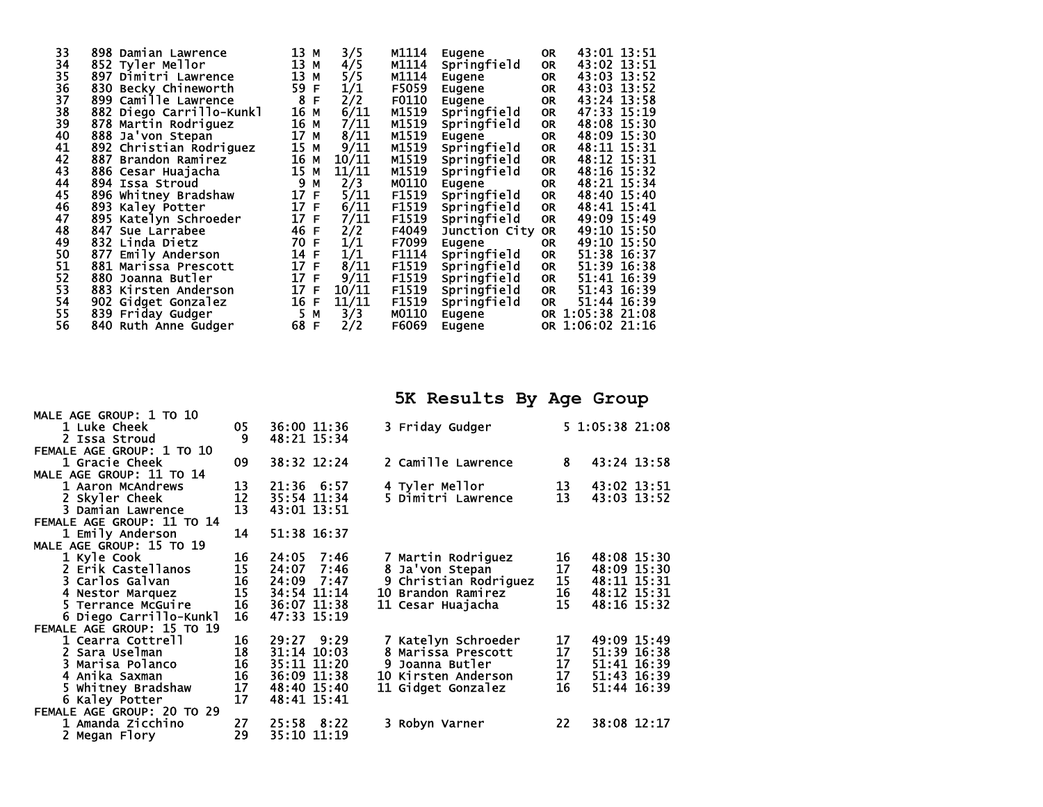| Place | Bib | Name | Age | Sex | Div Place | Division | City | State | Time | Pace |
|---|---|---|---|---|---|---|---|---|---|---|
| 33 | 898 | Damian Lawrence | 13 | M | 3/5 | M1114 | Eugene | OR | 43:01 | 13:51 |
| 34 | 852 | Tyler Mellor | 13 | M | 4/5 | M1114 | Springfield | OR | 43:02 | 13:51 |
| 35 | 897 | Dimitri Lawrence | 13 | M | 5/5 | M1114 | Eugene | OR | 43:03 | 13:52 |
| 36 | 830 | Becky Chineworth | 59 | F | 1/1 | F5059 | Eugene | OR | 43:03 | 13:52 |
| 37 | 899 | Camille Lawrence | 8 | F | 2/2 | F0110 | Eugene | OR | 43:24 | 13:58 |
| 38 | 882 | Diego Carrillo-Kunkl | 16 | M | 6/11 | M1519 | Springfield | OR | 47:33 | 15:19 |
| 39 | 878 | Martin Rodriguez | 16 | M | 7/11 | M1519 | Springfield | OR | 48:08 | 15:30 |
| 40 | 888 | Ja'von Stepan | 17 | M | 8/11 | M1519 | Eugene | OR | 48:09 | 15:30 |
| 41 | 892 | Christian Rodriguez | 15 | M | 9/11 | M1519 | Springfield | OR | 48:11 | 15:31 |
| 42 | 887 | Brandon Ramirez | 16 | M | 10/11 | M1519 | Springfield | OR | 48:12 | 15:31 |
| 43 | 886 | Cesar Huajacha | 15 | M | 11/11 | M1519 | Springfield | OR | 48:16 | 15:32 |
| 44 | 894 | Issa Stroud | 9 | M | 2/3 | M0110 | Eugene | OR | 48:21 | 15:34 |
| 45 | 896 | Whitney Bradshaw | 17 | F | 5/11 | F1519 | Springfield | OR | 48:40 | 15:40 |
| 46 | 893 | Kaley Potter | 17 | F | 6/11 | F1519 | Springfield | OR | 48:41 | 15:41 |
| 47 | 895 | Katelyn Schroeder | 17 | F | 7/11 | F1519 | Springfield | OR | 49:09 | 15:49 |
| 48 | 847 | Sue Larrabee | 46 | F | 2/2 | F4049 | Junction City | OR | 49:10 | 15:50 |
| 49 | 832 | Linda Dietz | 70 | F | 1/1 | F7099 | Eugene | OR | 49:10 | 15:50 |
| 50 | 877 | Emily Anderson | 14 | F | 1/1 | F1114 | Springfield | OR | 51:38 | 16:37 |
| 51 | 881 | Marissa Prescott | 17 | F | 8/11 | F1519 | Springfield | OR | 51:39 | 16:38 |
| 52 | 880 | Joanna Butler | 17 | F | 9/11 | F1519 | Springfield | OR | 51:41 | 16:39 |
| 53 | 883 | Kirsten Anderson | 17 | F | 10/11 | F1519 | Springfield | OR | 51:43 | 16:39 |
| 54 | 902 | Gidget Gonzalez | 16 | F | 11/11 | F1519 | Springfield | OR | 51:44 | 16:39 |
| 55 | 839 | Friday Gudger | 5 | M | 3/3 | M0110 | Eugene | OR | 1:05:38 | 21:08 |
| 56 | 840 | Ruth Anne Gudger | 68 | F | 2/2 | F6069 | Eugene | OR | 1:06:02 | 21:16 |

## 5K Results By Age Group

**MALE AGE GROUP: 1 TO 10**

| Place | Name | Age | Time | Pace |
|---|---|---|---|---|
| 1 | Luke Cheek | 05 | 36:00 | 11:36 |
| 2 | Issa Stroud | 9 | 48:21 | 15:34 |
| 3 | Friday Gudger | 5 | 1:05:38 | 21:08 |

**FEMALE AGE GROUP: 1 TO 10**

| Place | Name | Age | Time | Pace |
|---|---|---|---|---|
| 1 | Gracie Cheek | 09 | 38:32 | 12:24 |
| 2 | Camille Lawrence | 8 | 43:24 | 13:58 |

**MALE AGE GROUP: 11 TO 14**

| Place | Name | Age | Time | Pace |
|---|---|---|---|---|
| 1 | Aaron McAndrews | 13 | 21:36 | 6:57 |
| 2 | Skyler Cheek | 12 | 35:54 | 11:34 |
| 3 | Damian Lawrence | 13 | 43:01 | 13:51 |
| 4 | Tyler Mellor | 13 | 43:02 | 13:51 |
| 5 | Dimitri Lawrence | 13 | 43:03 | 13:52 |

**FEMALE AGE GROUP: 11 TO 14**

| Place | Name | Age | Time | Pace |
|---|---|---|---|---|
| 1 | Emily Anderson | 14 | 51:38 | 16:37 |

**MALE AGE GROUP: 15 TO 19**

| Place | Name | Age | Time | Pace |
|---|---|---|---|---|
| 1 | Kyle Cook | 16 | 24:05 | 7:46 |
| 2 | Erik Castellanos | 15 | 24:07 | 7:46 |
| 3 | Carlos Galvan | 16 | 24:09 | 7:47 |
| 4 | Nestor Marquez | 15 | 34:54 | 11:14 |
| 5 | Terrance McGuire | 16 | 36:07 | 11:38 |
| 6 | Diego Carrillo-Kunkl | 16 | 47:33 | 15:19 |
| 7 | Martin Rodriguez | 16 | 48:08 | 15:30 |
| 8 | Ja'von Stepan | 17 | 48:09 | 15:30 |
| 9 | Christian Rodriguez | 15 | 48:11 | 15:31 |
| 10 | Brandon Ramirez | 16 | 48:12 | 15:31 |
| 11 | Cesar Huajacha | 15 | 48:16 | 15:32 |

**FEMALE AGE GROUP: 15 TO 19**

| Place | Name | Age | Time | Pace |
|---|---|---|---|---|
| 1 | Cearra Cottrell | 16 | 29:27 | 9:29 |
| 2 | Sara Uselman | 18 | 31:14 | 10:03 |
| 3 | Marisa Polanco | 16 | 35:11 | 11:20 |
| 4 | Anika Saxman | 16 | 36:09 | 11:38 |
| 5 | Whitney Bradshaw | 17 | 48:40 | 15:40 |
| 6 | Kaley Potter | 17 | 48:41 | 15:41 |
| 7 | Katelyn Schroeder | 17 | 49:09 | 15:49 |
| 8 | Marissa Prescott | 17 | 51:39 | 16:38 |
| 9 | Joanna Butler | 17 | 51:41 | 16:39 |
| 10 | Kirsten Anderson | 17 | 51:43 | 16:39 |
| 11 | Gidget Gonzalez | 16 | 51:44 | 16:39 |

**FEMALE AGE GROUP: 20 TO 29**

| Place | Name | Age | Time | Pace |
|---|---|---|---|---|
| 1 | Amanda Zicchino | 27 | 25:58 | 8:22 |
| 2 | Megan Flory | 29 | 35:10 | 11:19 |
| 3 | Robyn Varner | 22 | 38:08 | 12:17 |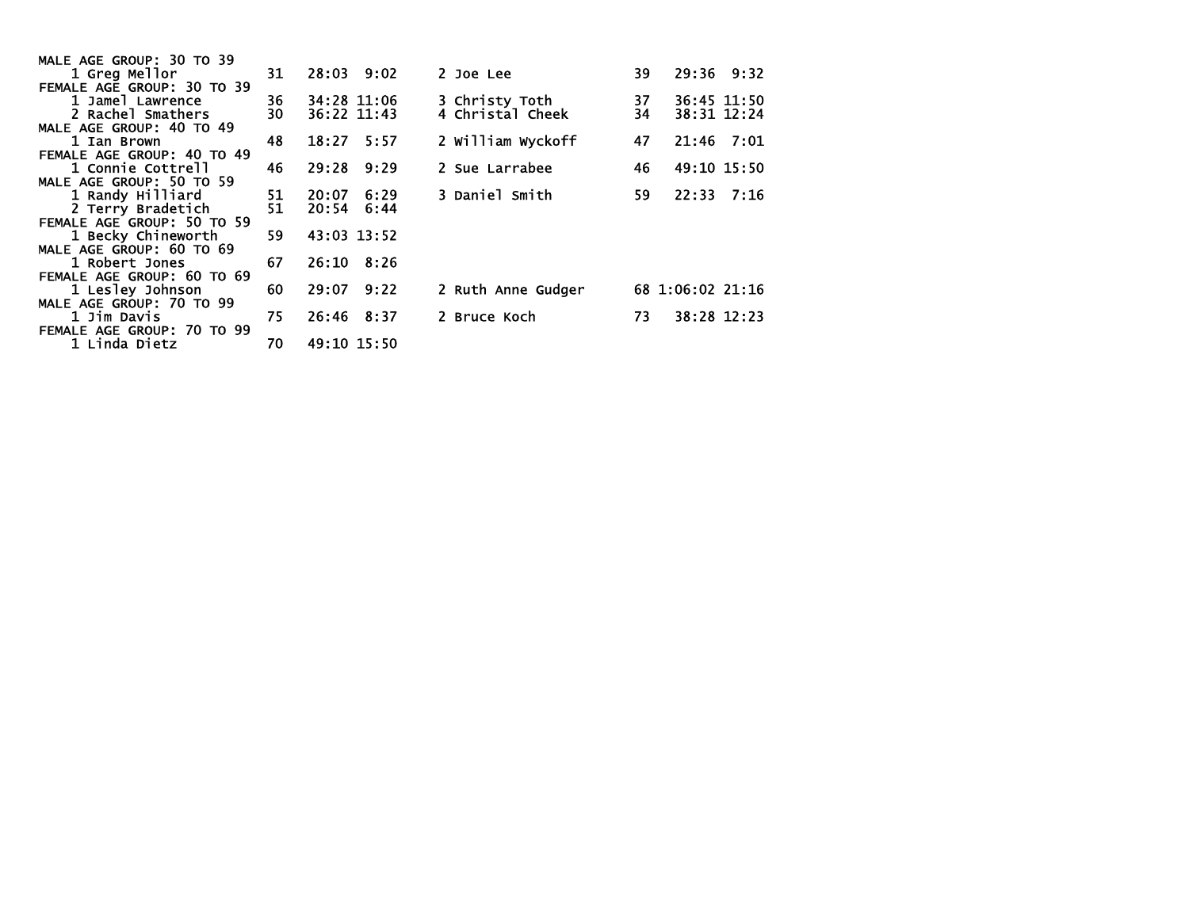MALE AGE GROUP: 30 TO 39

| | | | | | | | | | |
|---|---|---|---|---|---|---|---|---|---|
| 1 | Greg Mellor | 31 | 28:03 | 9:02 | 2 | Joe Lee | 39 | 29:36 | 9:32 |

FEMALE AGE GROUP: 30 TO 39

| | | | | | | | | | |
|---|---|---|---|---|---|---|---|---|---|
| 1 | Jamel Lawrence | 36 | 34:28 | 11:06 | 3 | Christy Toth | 37 | 36:45 | 11:50 |
| 2 | Rachel Smathers | 30 | 36:22 | 11:43 | 4 | Christal Cheek | 34 | 38:31 | 12:24 |

MALE AGE GROUP: 40 TO 49

| | | | | | | | | | |
|---|---|---|---|---|---|---|---|---|---|
| 1 | Ian Brown | 48 | 18:27 | 5:57 | 2 | William Wyckoff | 47 | 21:46 | 7:01 |

FEMALE AGE GROUP: 40 TO 49

| | | | | | | | | | |
|---|---|---|---|---|---|---|---|---|---|
| 1 | Connie Cottrell | 46 | 29:28 | 9:29 | 2 | Sue Larrabee | 46 | 49:10 | 15:50 |

MALE AGE GROUP: 50 TO 59

| | | | | | | | | | |
|---|---|---|---|---|---|---|---|---|---|
| 1 | Randy Hilliard | 51 | 20:07 | 6:29 | 3 | Daniel Smith | 59 | 22:33 | 7:16 |
| 2 | Terry Bradetich | 51 | 20:54 | 6:44 | | | | | |

FEMALE AGE GROUP: 50 TO 59

| | | | | |
|---|---|---|---|---|
| 1 | Becky Chineworth | 59 | 43:03 | 13:52 |

MALE AGE GROUP: 60 TO 69

| | | | | |
|---|---|---|---|---|
| 1 | Robert Jones | 67 | 26:10 | 8:26 |

FEMALE AGE GROUP: 60 TO 69

| | | | | | | | | | |
|---|---|---|---|---|---|---|---|---|---|
| 1 | Lesley Johnson | 60 | 29:07 | 9:22 | 2 | Ruth Anne Gudger | 68 | 1:06:02 | 21:16 |

MALE AGE GROUP: 70 TO 99

| | | | | | | | | | |
|---|---|---|---|---|---|---|---|---|---|
| 1 | Jim Davis | 75 | 26:46 | 8:37 | 2 | Bruce Koch | 73 | 38:28 | 12:23 |

FEMALE AGE GROUP: 70 TO 99

| | | | | |
|---|---|---|---|---|
| 1 | Linda Dietz | 70 | 49:10 | 15:50 |